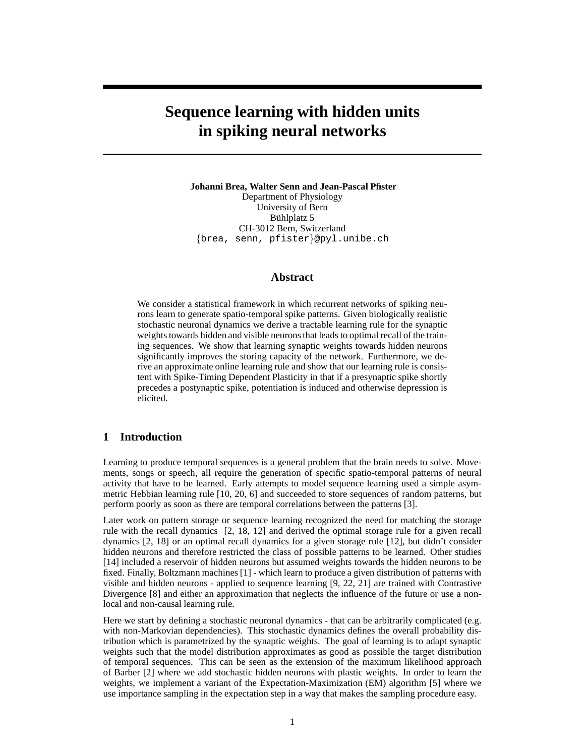# Sequence learning with hidden units in spiking neural networks

**Johanni Brea, Walter Senn and Jean-Pascal Pfister**
Department of Physiology
University of Bern
Bühlplatz 5
CH-3012 Bern, Switzerland
{brea, senn, pfister}@pyl.unibe.ch

## Abstract

We consider a statistical framework in which recurrent networks of spiking neurons learn to generate spatio-temporal spike patterns. Given biologically realistic stochastic neuronal dynamics we derive a tractable learning rule for the synaptic weights towards hidden and visible neurons that leads to optimal recall of the training sequences. We show that learning synaptic weights towards hidden neurons significantly improves the storing capacity of the network. Furthermore, we derive an approximate online learning rule and show that our learning rule is consistent with Spike-Timing Dependent Plasticity in that if a presynaptic spike shortly precedes a postynaptic spike, potentiation is induced and otherwise depression is elicited.

## 1 Introduction

Learning to produce temporal sequences is a general problem that the brain needs to solve. Movements, songs or speech, all require the generation of specific spatio-temporal patterns of neural activity that have to be learned. Early attempts to model sequence learning used a simple asymmetric Hebbian learning rule [10, 20, 6] and succeeded to store sequences of random patterns, but perform poorly as soon as there are temporal correlations between the patterns [3].

Later work on pattern storage or sequence learning recognized the need for matching the storage rule with the recall dynamics [2, 18, 12] and derived the optimal storage rule for a given recall dynamics [2, 18] or an optimal recall dynamics for a given storage rule [12], but didn't consider hidden neurons and therefore restricted the class of possible patterns to be learned. Other studies [14] included a reservoir of hidden neurons but assumed weights towards the hidden neurons to be fixed. Finally, Boltzmann machines [1] - which learn to produce a given distribution of patterns with visible and hidden neurons - applied to sequence learning [9, 22, 21] are trained with Contrastive Divergence [8] and either an approximation that neglects the influence of the future or use a non-local and non-causal learning rule.

Here we start by defining a stochastic neuronal dynamics - that can be arbitrarily complicated (e.g. with non-Markovian dependencies). This stochastic dynamics defines the overall probability distribution which is parametrized by the synaptic weights. The goal of learning is to adapt synaptic weights such that the model distribution approximates as good as possible the target distribution of temporal sequences. This can be seen as the extension of the maximum likelihood approach of Barber [2] where we add stochastic hidden neurons with plastic weights. In order to learn the weights, we implement a variant of the Expectation-Maximization (EM) algorithm [5] where we use importance sampling in the expectation step in a way that makes the sampling procedure easy.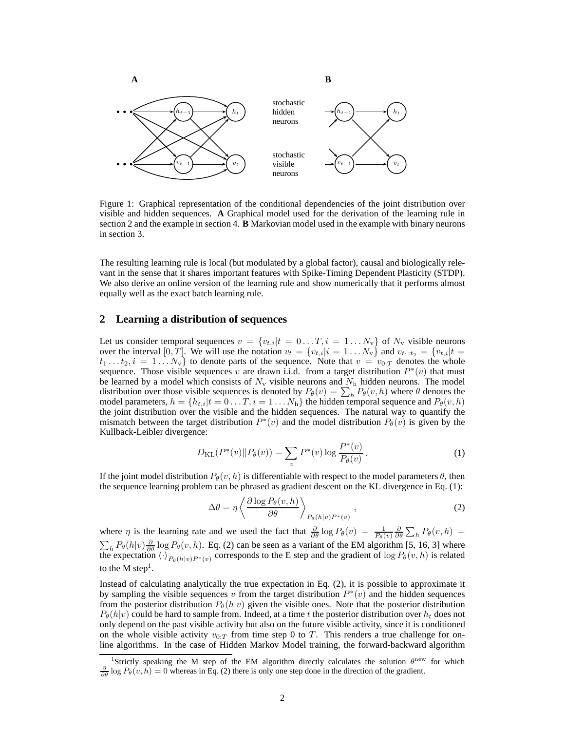A

B

stochastic hidden neurons

stochastic visible neurons

Figure 1: Graphical representation of the conditional dependencies of the joint distribution over visible and hidden sequences. **A** Graphical model used for the derivation of the learning rule in section 2 and the example in section 4. **B** Markovian model used in the example with binary neurons in section 3.

The resulting learning rule is local (but modulated by a global factor), causal and biologically relevant in the sense that it shares important features with Spike-Timing Dependent Plasticity (STDP). We also derive an online version of the learning rule and show numerically that it performs almost equally well as the exact batch learning rule.

## 2 Learning a distribution of sequences

Let us consider temporal sequences $v = \{v_{t,i} | t = 0 \dots T, i = 1 \dots N_{\rm v}\}$ of $N_{\rm v}$ visible neurons over the interval $[0, T]$. We will use the notation $v_t = \{v_{t,i} | i = 1 \dots N_{\rm v}\}$ and $v_{t_1:t_2} = \{v_{t,i} | t = t_1 \dots t_2, i = 1 \dots N_{\rm v}\}$ to denote parts of the sequence. Note that $v = v_{0:T}$ denotes the whole sequence. Those visible sequences $v$ are drawn i.i.d. from a target distribution $P^*(v)$ that must be learned by a model which consists of $N_{\rm v}$ visible neurons and $N_{\rm h}$ hidden neurons. The model distribution over those visible sequences is denoted by $P_\theta(v) = \sum_h P_\theta(v, h)$ where $\theta$ denotes the model parameters, $h = \{h_{t,i} | t = 0 \dots T, i = 1 \dots N_{\rm h}\}$ the hidden temporal sequence and $P_\theta(v, h)$ the joint distribution over the visible and the hidden sequences. The natural way to quantify the mismatch between the target distribution $P^*(v)$ and the model distribution $P_\theta(v)$ is given by the Kullback-Leibler divergence:

$$D_{\rm KL}(P^*(v) || P_\theta(v)) = \sum_v P^*(v) \log \frac{P^*(v)}{P_\theta(v)} \,. \tag{1}$$

If the joint model distribution $P_\theta(v, h)$ is differentiable with respect to the model parameters $\theta$, then the sequence learning problem can be phrased as gradient descent on the KL divergence in Eq. (1):

$$\Delta\theta = \eta \left\langle \frac{\partial \log P_\theta(v, h)}{\partial \theta} \right\rangle_{P_\theta(h|v) P^*(v)} , \tag{2}$$

where $\eta$ is the learning rate and we used the fact that $\frac{\partial}{\partial\theta} \log P_\theta(v) = \frac{1}{P_\theta(v)} \frac{\partial}{\partial\theta} \sum_h P_\theta(v, h) = \sum_h P_\theta(h|v) \frac{\partial}{\partial\theta} \log P_\theta(v, h)$. Eq. (2) can be seen as a variant of the EM algorithm [5, 16, 3] where the expectation $\langle \cdot \rangle_{P_\theta(h|v) P^*(v)}$ corresponds to the E step and the gradient of $\log P_\theta(v, h)$ is related to the M step[1].

Instead of calculating analytically the true expectation in Eq. (2), it is possible to approximate it by sampling the visible sequences $v$ from the target distribution $P^*(v)$ and the hidden sequences from the posterior distribution $P_\theta(h|v)$ given the visible ones. Note that the posterior distribution $P_\theta(h|v)$ could be hard to sample from. Indeed, at a time $t$ the posterior distribution over $h_t$ does not only depend on the past visible activity but also on the future visible activity, since it is conditioned on the whole visible activity $v_{0:T}$ from time step 0 to $T$. This renders a true challenge for online algorithms. In the case of Hidden Markov Model training, the forward-backward algorithm

[1] Strictly speaking the M step of the EM algorithm directly calculates the solution $\theta^{\rm new}$ for which $\frac{\partial}{\partial\theta} \log P_\theta(v, h) = 0$ whereas in Eq. (2) there is only one step done in the direction of the gradient.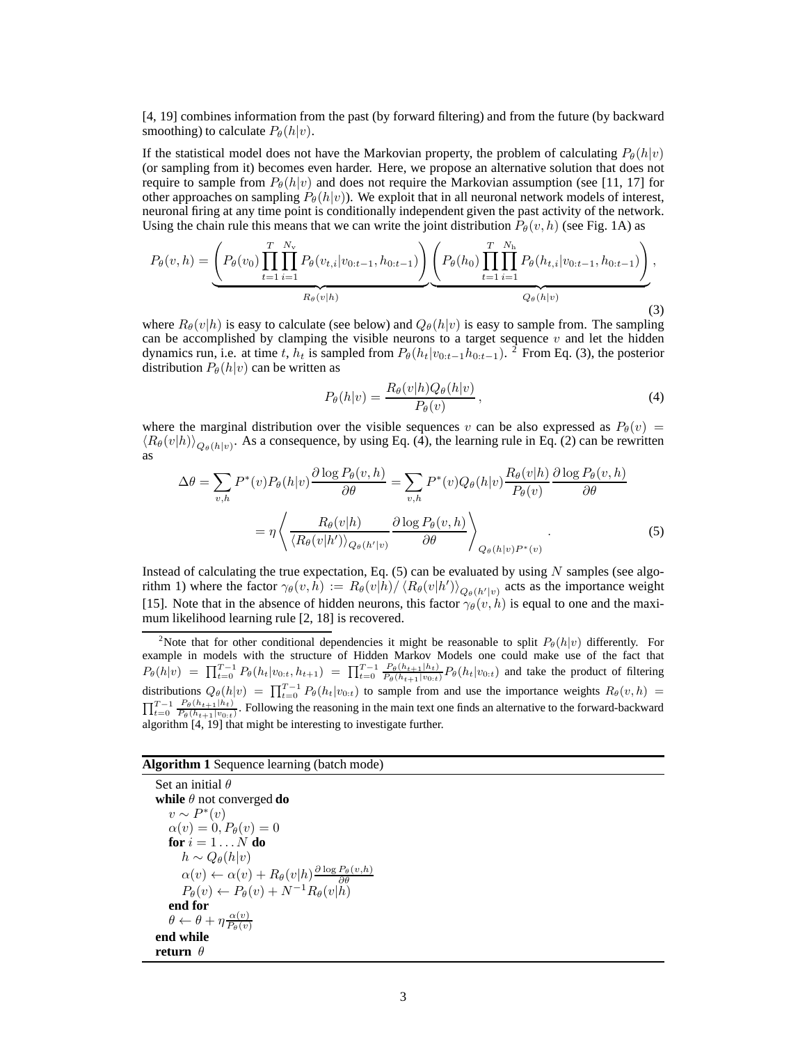[4, 19] combines information from the past (by forward filtering) and from the future (by backward smoothing) to calculate $P_\theta(h|v)$.

If the statistical model does not have the Markovian property, the problem of calculating $P_\theta(h|v)$ (or sampling from it) becomes even harder. Here, we propose an alternative solution that does not require to sample from $P_\theta(h|v)$ and does not require the Markovian assumption (see [11, 17] for other approaches on sampling $P_\theta(h|v)$). We exploit that in all neuronal network models of interest, neuronal firing at any time point is conditionally independent given the past activity of the network. Using the chain rule this means that we can write the joint distribution $P_\theta(v, h)$ (see Fig. 1A) as

$$P_\theta(v,h) = \underbrace{\left( P_\theta(v_0) \prod_{t=1}^{T} \prod_{i=1}^{N_v} P_\theta(v_{t,i}|v_{0:t-1}, h_{0:t-1}) \right)}_{R_\theta(v|h)} \underbrace{\left( P_\theta(h_0) \prod_{t=1}^{T} \prod_{i=1}^{N_h} P_\theta(h_{t,i}|v_{0:t-1}, h_{0:t-1}) \right)}_{Q_\theta(h|v)}, \tag{3}$$

where $R_\theta(v|h)$ is easy to calculate (see below) and $Q_\theta(h|v)$ is easy to sample from. The sampling can be accomplished by clamping the visible neurons to a target sequence $v$ and let the hidden dynamics run, i.e. at time $t$, $h_t$ is sampled from $P_\theta(h_t|v_{0:t-1}h_{0:t-1})$. [2] From Eq. (3), the posterior distribution $P_\theta(h|v)$ can be written as

$$P_\theta(h|v) = \frac{R_\theta(v|h) Q_\theta(h|v)}{P_\theta(v)}, \tag{4}$$

where the marginal distribution over the visible sequences $v$ can be also expressed as $P_\theta(v) = \langle R_\theta(v|h) \rangle_{Q_\theta(h|v)}$. As a consequence, by using Eq. (4), the learning rule in Eq. (2) can be rewritten as

$$\begin{aligned} \Delta\theta &= \sum_{v,h} P^*(v) P_\theta(h|v) \frac{\partial \log P_\theta(v,h)}{\partial \theta} = \sum_{v,h} P^*(v) Q_\theta(h|v) \frac{R_\theta(v|h)}{P_\theta(v)} \frac{\partial \log P_\theta(v,h)}{\partial \theta} \\ &= \eta \left\langle \frac{R_\theta(v|h)}{\langle R_\theta(v|h') \rangle_{Q_\theta(h'|v)}} \frac{\partial \log P_\theta(v,h)}{\partial \theta} \right\rangle_{Q_\theta(h|v) P^*(v)}. \end{aligned} \tag{5}$$

Instead of calculating the true expectation, Eq. (5) can be evaluated by using $N$ samples (see algorithm 1) where the factor $\gamma_\theta(v,h) := R_\theta(v|h) / \langle R_\theta(v|h') \rangle_{Q_\theta(h'|v)}$ acts as the importance weight [15]. Note that in the absence of hidden neurons, this factor $\gamma_\theta(v,h)$ is equal to one and the maximum likelihood learning rule [2, 18] is recovered.

[2] Note that for other conditional dependencies it might be reasonable to split $P_\theta(h|v)$ differently. For example in models with the structure of Hidden Markov Models one could make use of the fact that $P_\theta(h|v) = \prod_{t=0}^{T-1} P_\theta(h_t|v_{0:t}, h_{t+1}) = \prod_{t=0}^{T-1} \frac{P_\theta(h_{t+1}|h_t)}{P_\theta(h_{t+1}|v_{0:t})} P_\theta(h_t|v_{0:t})$ and take the product of filtering distributions $Q_\theta(h|v) = \prod_{t=0}^{T-1} P_\theta(h_t|v_{0:t})$ to sample from and use the importance weights $R_\theta(v,h) = \prod_{t=0}^{T-1} \frac{P_\theta(h_{t+1}|h_t)}{P_\theta(h_{t+1}|v_{0:t})}$. Following the reasoning in the main text one finds an alternative to the forward-backward algorithm [4, 19] that might be interesting to investigate further.

**Algorithm 1** Sequence learning (batch mode)

```
Set an initial θ
while θ not converged do
    v ~ P*(v)
    α(v) = 0, P_θ(v) = 0
    for i = 1 ... N do
        h ~ Q_θ(h|v)
        α(v) ← α(v) + R_θ(v|h) ∂log P_θ(v,h)/∂θ
        P_θ(v) ← P_θ(v) + N^{-1} R_θ(v|h)
    end for
    θ ← θ + η α(v)/P_θ(v)
end while
return θ
```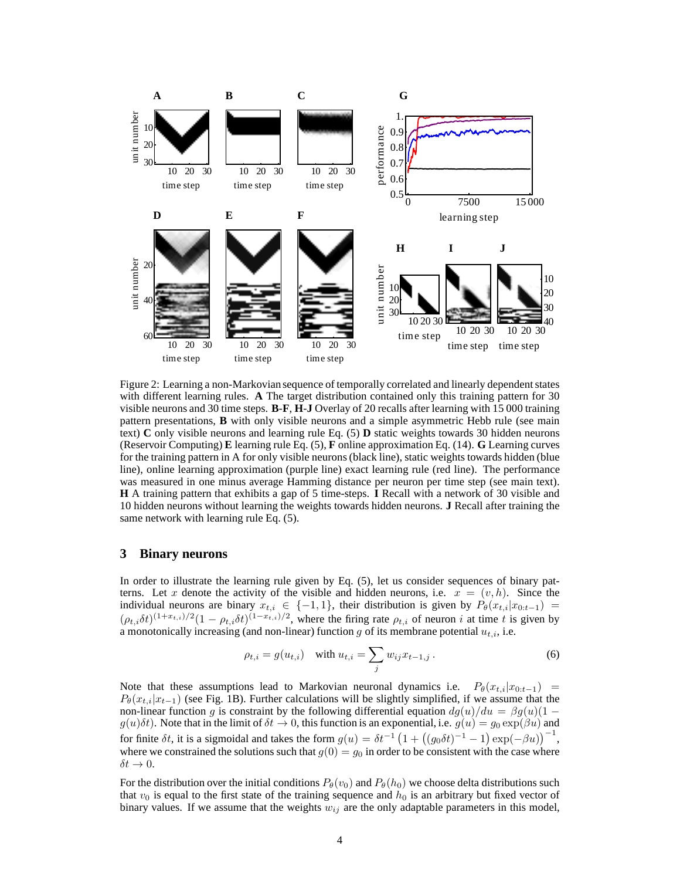Figure 2: Learning a non-Markovian sequence of temporally correlated and linearly dependent states with different learning rules. **A** The target distribution contained only this training pattern for 30 visible neurons and 30 time steps. **B**-**F**, **H**-**J** Overlay of 20 recalls after learning with 15 000 training pattern presentations, **B** with only visible neurons and a simple asymmetric Hebb rule (see main text) **C** only visible neurons and learning rule Eq. (5) **D** static weights towards 30 hidden neurons (Reservoir Computing) **E** learning rule Eq. (5), **F** online approximation Eq. (14). **G** Learning curves for the training pattern in A for only visible neurons (black line), static weights towards hidden (blue line), online learning approximation (purple line) exact learning rule (red line). The performance was measured in one minus average Hamming distance per neuron per time step (see main text). **H** A training pattern that exhibits a gap of 5 time-steps. **I** Recall with a network of 30 visible and 10 hidden neurons without learning the weights towards hidden neurons. **J** Recall after training the same network with learning rule Eq. (5).

## 3 Binary neurons

In order to illustrate the learning rule given by Eq. (5), let us consider sequences of binary patterns. Let $x$ denote the activity of the visible and hidden neurons, i.e. $x = (v, h)$. Since the individual neurons are binary $x_{t,i} \in \{-1, 1\}$, their distribution is given by $P_\theta(x_{t,i}|x_{0:t-1}) = (\rho_{t,i}\delta t)^{(1+x_{t,i})/2}(1 - \rho_{t,i}\delta t)^{(1-x_{t,i})/2}$, where the firing rate $\rho_{t,i}$ of neuron $i$ at time $t$ is given by a monotonically increasing (and non-linear) function $g$ of its membrane potential $u_{t,i}$, i.e.

$$\rho_{t,i} = g(u_{t,i}) \quad \text{with } u_{t,i} = \sum_j w_{ij} x_{t-1,j} \,. \tag{6}$$

Note that these assumptions lead to Markovian neuronal dynamics i.e. $P_\theta(x_{t,i}|x_{0:t-1}) = P_\theta(x_{t,i}|x_{t-1})$ (see Fig. 1B). Further calculations will be slightly simplified, if we assume that the non-linear function $g$ is constraint by the following differential equation $dg(u)/du = \beta g(u)(1 - g(u)\delta t)$. Note that in the limit of $\delta t \to 0$, this function is an exponential, i.e. $g(u) = g_0 \exp(\beta u)$ and for finite $\delta t$, it is a sigmoidal and takes the form $g(u) = \delta t^{-1}\left(1 + \left((g_0\delta t)^{-1} - 1\right)\exp(-\beta u)\right)^{-1}$, where we constrained the solutions such that $g(0) = g_0$ in order to be consistent with the case where $\delta t \to 0$.

For the distribution over the initial conditions $P_\theta(v_0)$ and $P_\theta(h_0)$ we choose delta distributions such that $v_0$ is equal to the first state of the training sequence and $h_0$ is an arbitrary but fixed vector of binary values. If we assume that the weights $w_{ij}$ are the only adaptable parameters in this model,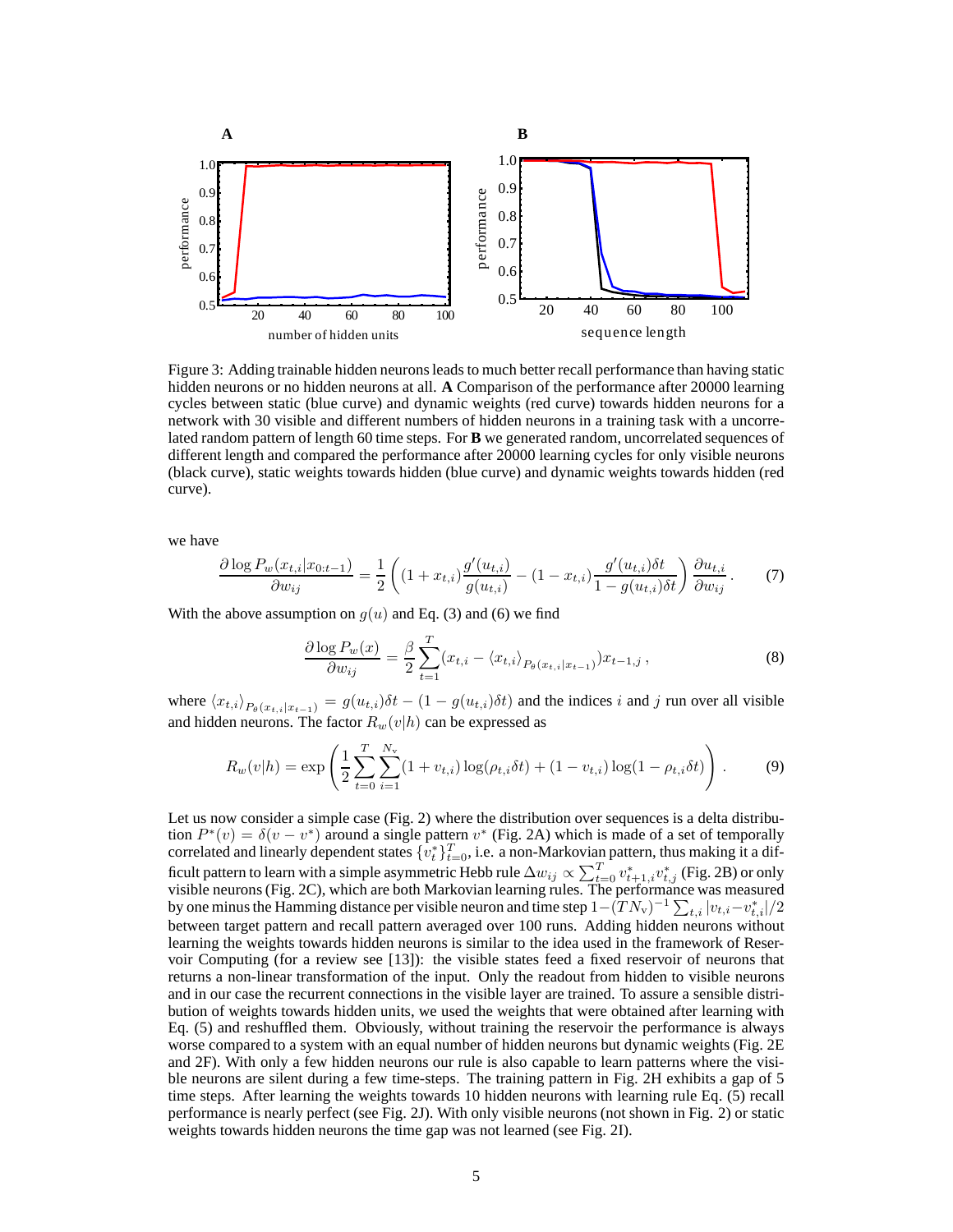Figure 3: Adding trainable hidden neurons leads to much better recall performance than having static hidden neurons or no hidden neurons at all. **A** Comparison of the performance after 20000 learning cycles between static (blue curve) and dynamic weights (red curve) towards hidden neurons for a network with 30 visible and different numbers of hidden neurons in a training task with a uncorrelated random pattern of length 60 time steps. For **B** we generated random, uncorrelated sequences of different length and compared the performance after 20000 learning cycles for only visible neurons (black curve), static weights towards hidden (blue curve) and dynamic weights towards hidden (red curve).

we have

$$\frac{\partial \log P_w(x_{t,i}|x_{0:t-1})}{\partial w_{ij}} = \frac{1}{2}\left((1+x_{t,i})\frac{g'(u_{t,i})}{g(u_{t,i})} - (1-x_{t,i})\frac{g'(u_{t,i})\delta t}{1-g(u_{t,i})\delta t}\right)\frac{\partial u_{t,i}}{\partial w_{ij}}. \tag{7}$$

With the above assumption on $g(u)$ and Eq. (3) and (6) we find

$$\frac{\partial \log P_w(x)}{\partial w_{ij}} = \frac{\beta}{2}\sum_{t=1}^{T}(x_{t,i} - \langle x_{t,i}\rangle_{P_\theta(x_{t,i}|x_{t-1})})x_{t-1,j}\,, \tag{8}$$

where $\langle x_{t,i}\rangle_{P_\theta(x_{t,i}|x_{t-1})} = g(u_{t,i})\delta t - (1-g(u_{t,i})\delta t)$ and the indices $i$ and $j$ run over all visible and hidden neurons. The factor $R_w(v|h)$ can be expressed as

$$R_w(v|h) = \exp\left(\frac{1}{2}\sum_{t=0}^{T}\sum_{i=1}^{N_v}(1+v_{t,i})\log(\rho_{t,i}\delta t) + (1-v_{t,i})\log(1-\rho_{t,i}\delta t)\right). \tag{9}$$

Let us now consider a simple case (Fig. 2) where the distribution over sequences is a delta distribution $P^*(v) = \delta(v - v^*)$ around a single pattern $v^*$ (Fig. 2A) which is made of a set of temporally correlated and linearly dependent states $\{v_t^*\}_{t=0}^T$, i.e. a non-Markovian pattern, thus making it a difficult pattern to learn with a simple asymmetric Hebb rule $\Delta w_{ij} \propto \sum_{t=0}^{T} v_{t+1,i}^* v_{t,j}^*$ (Fig. 2B) or only visible neurons (Fig. 2C), which are both Markovian learning rules. The performance was measured by one minus the Hamming distance per visible neuron and time step $1-(TN_v)^{-1}\sum_{t,i}|v_{t,i}-v_{t,i}^*|/2$ between target pattern and recall pattern averaged over 100 runs. Adding hidden neurons without learning the weights towards hidden neurons is similar to the idea used in the framework of Reservoir Computing (for a review see [13]): the visible states feed a fixed reservoir of neurons that returns a non-linear transformation of the input. Only the readout from hidden to visible neurons and in our case the recurrent connections in the visible layer are trained. To assure a sensible distribution of weights towards hidden units, we used the weights that were obtained after learning with Eq. (5) and reshuffled them. Obviously, without training the reservoir the performance is always worse compared to a system with an equal number of hidden neurons but dynamic weights (Fig. 2E and 2F). With only a few hidden neurons our rule is also capable to learn patterns where the visible neurons are silent during a few time-steps. The training pattern in Fig. 2H exhibits a gap of 5 time steps. After learning the weights towards 10 hidden neurons with learning rule Eq. (5) recall performance is nearly perfect (see Fig. 2J). With only visible neurons (not shown in Fig. 2) or static weights towards hidden neurons the time gap was not learned (see Fig. 2I).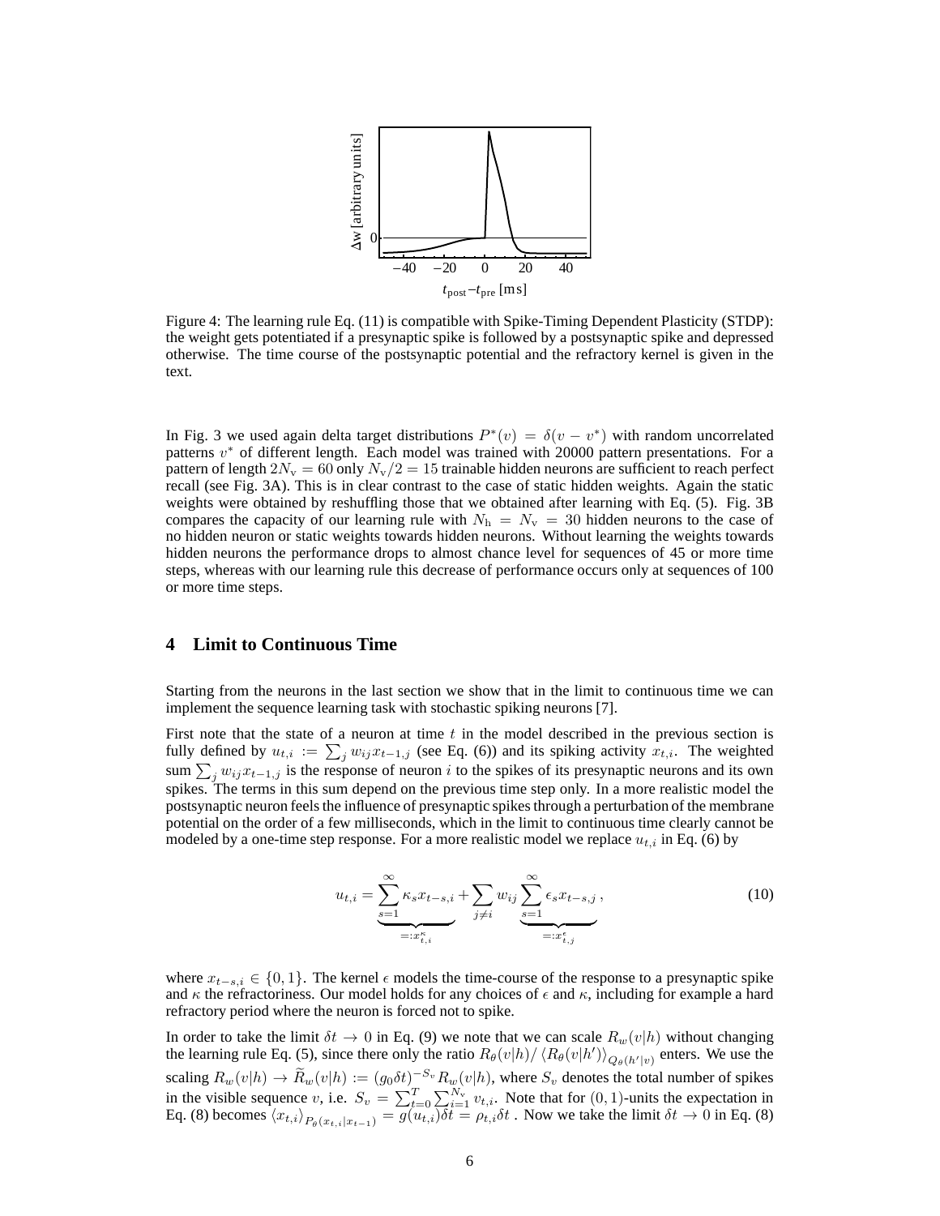Figure 4: The learning rule Eq. (11) is compatible with Spike-Timing Dependent Plasticity (STDP): the weight gets potentiated if a presynaptic spike is followed by a postsynaptic spike and depressed otherwise. The time course of the postsynaptic potential and the refractory kernel is given in the text.

In Fig. 3 we used again delta target distributions $P^*(v) = \delta(v - v^*)$ with random uncorrelated patterns $v^*$ of different length. Each model was trained with 20000 pattern presentations. For a pattern of length $2N_\mathrm{v} = 60$ only $N_\mathrm{v}/2 = 15$ trainable hidden neurons are sufficient to reach perfect recall (see Fig. 3A). This is in clear contrast to the case of static hidden weights. Again the static weights were obtained by reshuffling those that we obtained after learning with Eq. (5). Fig. 3B compares the capacity of our learning rule with $N_\mathrm{h} = N_\mathrm{v} = 30$ hidden neurons to the case of no hidden neuron or static weights towards hidden neurons. Without learning the weights towards hidden neurons the performance drops to almost chance level for sequences of 45 or more time steps, whereas with our learning rule this decrease of performance occurs only at sequences of 100 or more time steps.

## 4 Limit to Continuous Time

Starting from the neurons in the last section we show that in the limit to continuous time we can implement the sequence learning task with stochastic spiking neurons [7].

First note that the state of a neuron at time $t$ in the model described in the previous section is fully defined by $u_{t,i} := \sum_j w_{ij} x_{t-1,j}$ (see Eq. (6)) and its spiking activity $x_{t,i}$. The weighted sum $\sum_j w_{ij} x_{t-1,j}$ is the response of neuron $i$ to the spikes of its presynaptic neurons and its own spikes. The terms in this sum depend on the previous time step only. In a more realistic model the postsynaptic neuron feels the influence of presynaptic spikes through a perturbation of the membrane potential on the order of a few milliseconds, which in the limit to continuous time clearly cannot be modeled by a one-time step response. For a more realistic model we replace $u_{t,i}$ in Eq. (6) by

$$u_{t,i} = \underbrace{\sum_{s=1}^{\infty} \kappa_s x_{t-s,i}}_{=:x^\kappa_{t,i}} + \sum_{j \neq i} w_{ij} \underbrace{\sum_{s=1}^{\infty} \epsilon_s x_{t-s,j}}_{=:x^\epsilon_{t,j}}, \tag{10}$$

where $x_{t-s,i} \in \{0, 1\}$. The kernel $\epsilon$ models the time-course of the response to a presynaptic spike and $\kappa$ the refractoriness. Our model holds for any choices of $\epsilon$ and $\kappa$, including for example a hard refractory period where the neuron is forced not to spike.

In order to take the limit $\delta t \to 0$ in Eq. (9) we note that we can scale $R_w(v|h)$ without changing the learning rule Eq. (5), since there only the ratio $R_\theta(v|h)/\left\langle R_\theta(v|h')\right\rangle_{Q_\theta(h'|v)}$ enters. We use the scaling $R_w(v|h) \to \widetilde{R}_w(v|h) := (g_0 \delta t)^{-S_v} R_w(v|h)$, where $S_v$ denotes the total number of spikes in the visible sequence $v$, i.e. $S_v = \sum_{t=0}^{T} \sum_{i=1}^{N_\mathrm{v}} v_{t,i}$. Note that for $(0,1)$-units the expectation in Eq. (8) becomes $\langle x_{t,i} \rangle_{P_\theta(x_{t,i}|x_{t-1})} = g(u_{t,i})\delta t = \rho_{t,i}\delta t$ . Now we take the limit $\delta t \to 0$ in Eq. (8)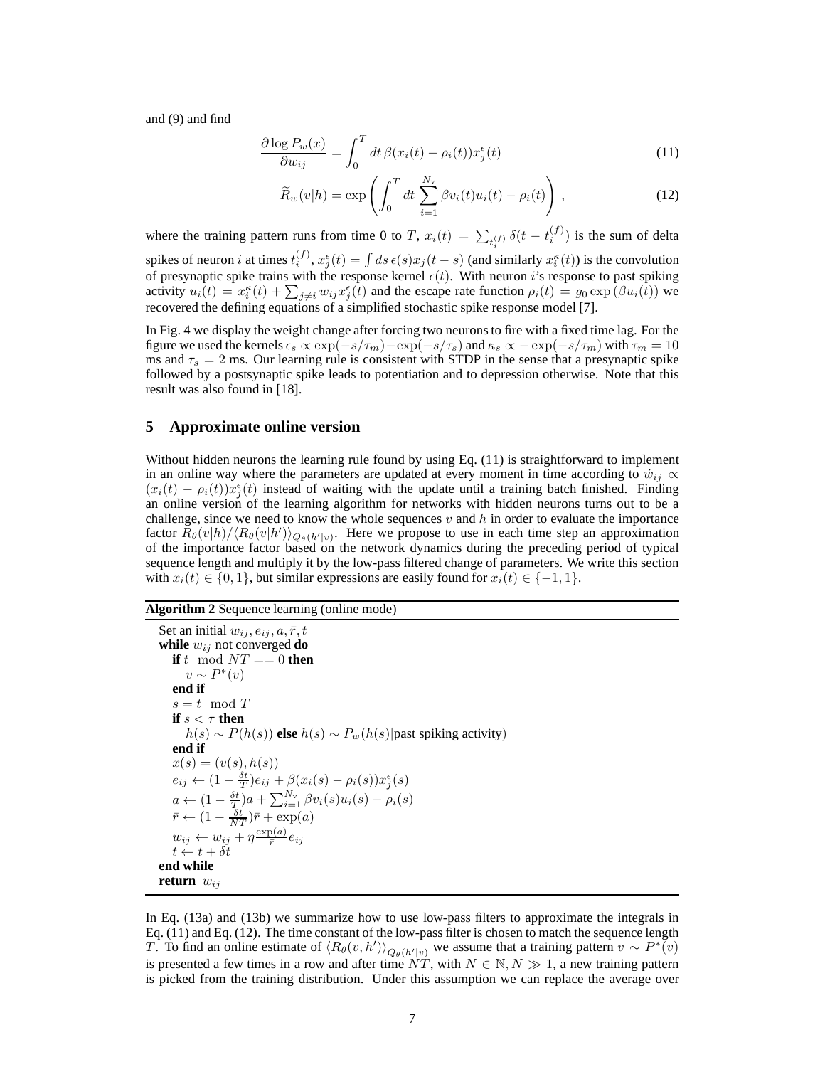and (9) and find

$$\frac{\partial \log P_w(x)}{\partial w_{ij}} = \int_0^T dt\, \beta(x_i(t) - \rho_i(t)) x_j^{\epsilon}(t) \tag{11}$$

$$\widetilde{R}_w(v|h) = \exp\left( \int_0^T dt \sum_{i=1}^{N_v} \beta v_i(t) u_i(t) - \rho_i(t) \right) , \tag{12}$$

where the training pattern runs from time 0 to $T$, $x_i(t) = \sum_{t_i^{(f)}} \delta(t - t_i^{(f)})$ is the sum of delta spikes of neuron $i$ at times $t_i^{(f)}$, $x_j^{\epsilon}(t) = \int ds\, \epsilon(s) x_j(t-s)$ (and similarly $x_i^{\kappa}(t)$) is the convolution of presynaptic spike trains with the response kernel $\epsilon(t)$. With neuron $i$'s response to past spiking activity $u_i(t) = x_i^{\kappa}(t) + \sum_{j \neq i} w_{ij} x_j^{\epsilon}(t)$ and the escape rate function $\rho_i(t) = g_0 \exp(\beta u_i(t))$ we recovered the defining equations of a simplified stochastic spike response model [7].

In Fig. 4 we display the weight change after forcing two neurons to fire with a fixed time lag. For the figure we used the kernels $\epsilon_s \propto \exp(-s/\tau_m) - \exp(-s/\tau_s)$ and $\kappa_s \propto -\exp(-s/\tau_m)$ with $\tau_m = 10$ ms and $\tau_s = 2$ ms. Our learning rule is consistent with STDP in the sense that a presynaptic spike followed by a postsynaptic spike leads to potentiation and to depression otherwise. Note that this result was also found in [18].

## 5 Approximate online version

Without hidden neurons the learning rule found by using Eq. (11) is straightforward to implement in an online way where the parameters are updated at every moment in time according to $\dot{w}_{ij} \propto (x_i(t) - \rho_i(t)) x_j^{\epsilon}(t)$ instead of waiting with the update until a training batch finished. Finding an online version of the learning algorithm for networks with hidden neurons turns out to be a challenge, since we need to know the whole sequences $v$ and $h$ in order to evaluate the importance factor $\widetilde{R}_\theta(v|h) / \langle R_\theta(v|h') \rangle_{Q_\theta(h'|v)}$. Here we propose to use in each time step an approximation of the importance factor based on the network dynamics during the preceding period of typical sequence length and multiply it by the low-pass filtered change of parameters. We write this section with $x_i(t) \in \{0, 1\}$, but similar expressions are easily found for $x_i(t) \in \{-1, 1\}$.

**Algorithm 2** Sequence learning (online mode)

```
Set an initial w_ij, e_ij, a, r̄, t
while w_ij not converged do
    if t mod NT == 0 then
        v ~ P*(v)
    end if
    s = t mod T
    if s < τ then
        h(s) ~ P(h(s)) else h(s) ~ P_w(h(s)|past spiking activity)
    end if
    x(s) = (v(s), h(s))
    e_ij ← (1 − δt/T) e_ij + β(x_i(s) − ρ_i(s)) x_j^ε(s)
    a ← (1 − δt/T) a + Σ_{i=1}^{N_v} β v_i(s) u_i(s) − ρ_i(s)
    r̄ ← (1 − δt/(NT)) r̄ + exp(a)
    w_ij ← w_ij + η (exp(a)/r̄) e_ij
    t ← t + δt
end while
return w_ij
```

In Eq. (13a) and (13b) we summarize how to use low-pass filters to approximate the integrals in Eq. (11) and Eq. (12). The time constant of the low-pass filter is chosen to match the sequence length $T$. To find an online estimate of $\langle R_\theta(v, h') \rangle_{Q_\theta(h'|v)}$ we assume that a training pattern $v \sim P^*(v)$ is presented a few times in a row and after time $NT$, with $N \in \mathbb{N}, N \gg 1$, a new training pattern is picked from the training distribution. Under this assumption we can replace the average over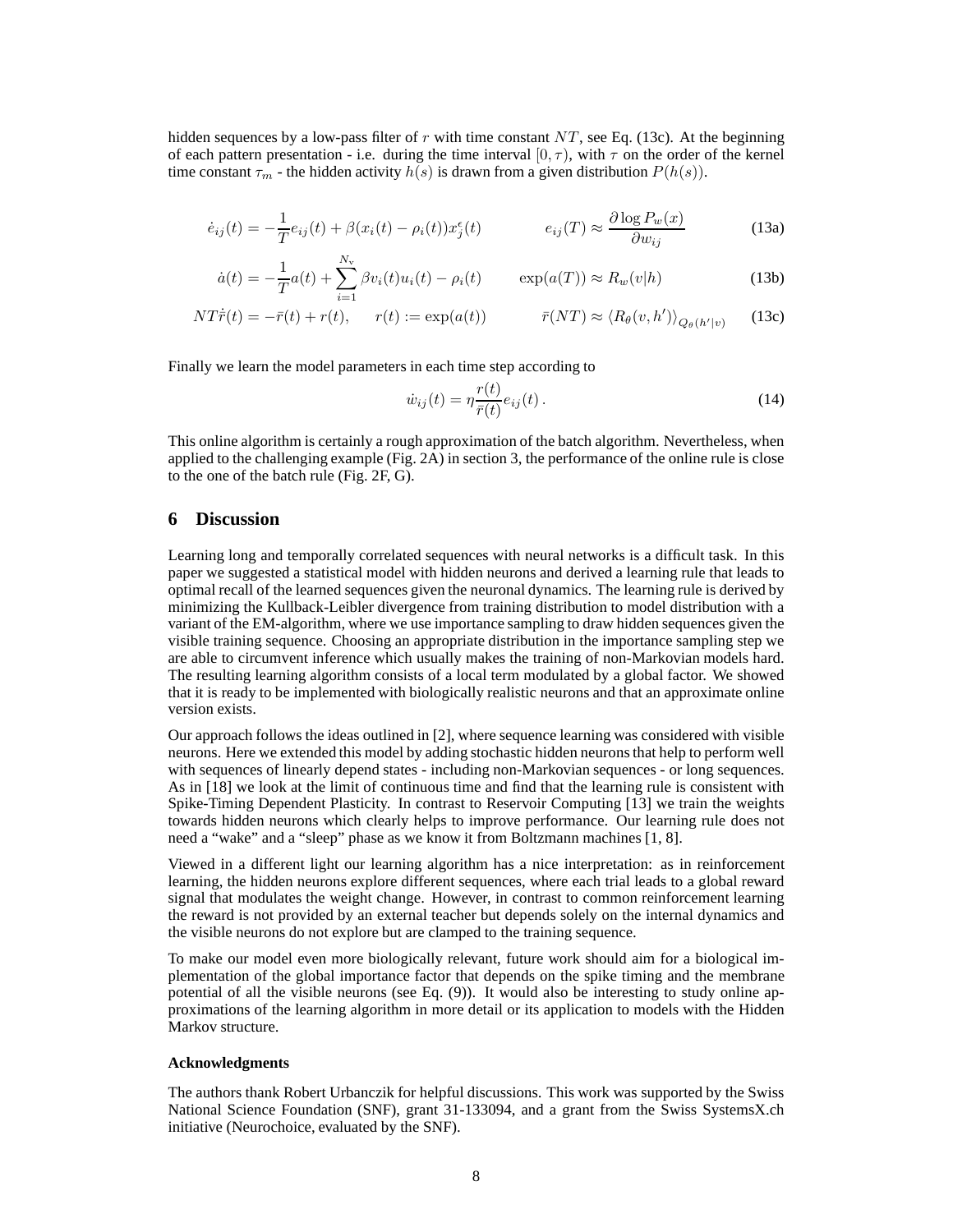hidden sequences by a low-pass filter of $r$ with time constant $NT$, see Eq. (13c). At the beginning of each pattern presentation - i.e. during the time interval $[0, \tau)$, with $\tau$ on the order of the kernel time constant $\tau_m$ - the hidden activity $h(s)$ is drawn from a given distribution $P(h(s))$.

$$\dot{e}_{ij}(t) = -\frac{1}{T} e_{ij}(t) + \beta(x_i(t) - \rho_i(t)) x_j^{\epsilon}(t) \qquad e_{ij}(T) \approx \frac{\partial \log P_w(x)}{\partial w_{ij}} \tag{13a}$$

$$\dot{a}(t) = -\frac{1}{T} a(t) + \sum_{i=1}^{N_v} \beta v_i(t) u_i(t) - \rho_i(t) \qquad \exp(a(T)) \approx R_w(v|h) \tag{13b}$$

$$NT \dot{\bar{r}}(t) = -\bar{r}(t) + r(t), \quad r(t) := \exp(a(t)) \qquad \bar{r}(NT) \approx \langle R_\theta(v, h') \rangle_{Q_\theta(h'|v)} \tag{13c}$$

Finally we learn the model parameters in each time step according to

$$\dot{w}_{ij}(t) = \eta \frac{r(t)}{\bar{r}(t)} e_{ij}(t) \, . \tag{14}$$

This online algorithm is certainly a rough approximation of the batch algorithm. Nevertheless, when applied to the challenging example (Fig. 2A) in section 3, the performance of the online rule is close to the one of the batch rule (Fig. 2F, G).

## 6 Discussion

Learning long and temporally correlated sequences with neural networks is a difficult task. In this paper we suggested a statistical model with hidden neurons and derived a learning rule that leads to optimal recall of the learned sequences given the neuronal dynamics. The learning rule is derived by minimizing the Kullback-Leibler divergence from training distribution to model distribution with a variant of the EM-algorithm, where we use importance sampling to draw hidden sequences given the visible training sequence. Choosing an appropriate distribution in the importance sampling step we are able to circumvent inference which usually makes the training of non-Markovian models hard. The resulting learning algorithm consists of a local term modulated by a global factor. We showed that it is ready to be implemented with biologically realistic neurons and that an approximate online version exists.

Our approach follows the ideas outlined in [2], where sequence learning was considered with visible neurons. Here we extended this model by adding stochastic hidden neurons that help to perform well with sequences of linearly depend states - including non-Markovian sequences - or long sequences. As in [18] we look at the limit of continuous time and find that the learning rule is consistent with Spike-Timing Dependent Plasticity. In contrast to Reservoir Computing [13] we train the weights towards hidden neurons which clearly helps to improve performance. Our learning rule does not need a "wake" and a "sleep" phase as we know it from Boltzmann machines [1, 8].

Viewed in a different light our learning algorithm has a nice interpretation: as in reinforcement learning, the hidden neurons explore different sequences, where each trial leads to a global reward signal that modulates the weight change. However, in contrast to common reinforcement learning the reward is not provided by an external teacher but depends solely on the internal dynamics and the visible neurons do not explore but are clamped to the training sequence.

To make our model even more biologically relevant, future work should aim for a biological implementation of the global importance factor that depends on the spike timing and the membrane potential of all the visible neurons (see Eq. (9)). It would also be interesting to study online approximations of the learning algorithm in more detail or its application to models with the Hidden Markov structure.

#### Acknowledgments

The authors thank Robert Urbanczik for helpful discussions. This work was supported by the Swiss National Science Foundation (SNF), grant 31-133094, and a grant from the Swiss SystemsX.ch initiative (Neurochoice, evaluated by the SNF).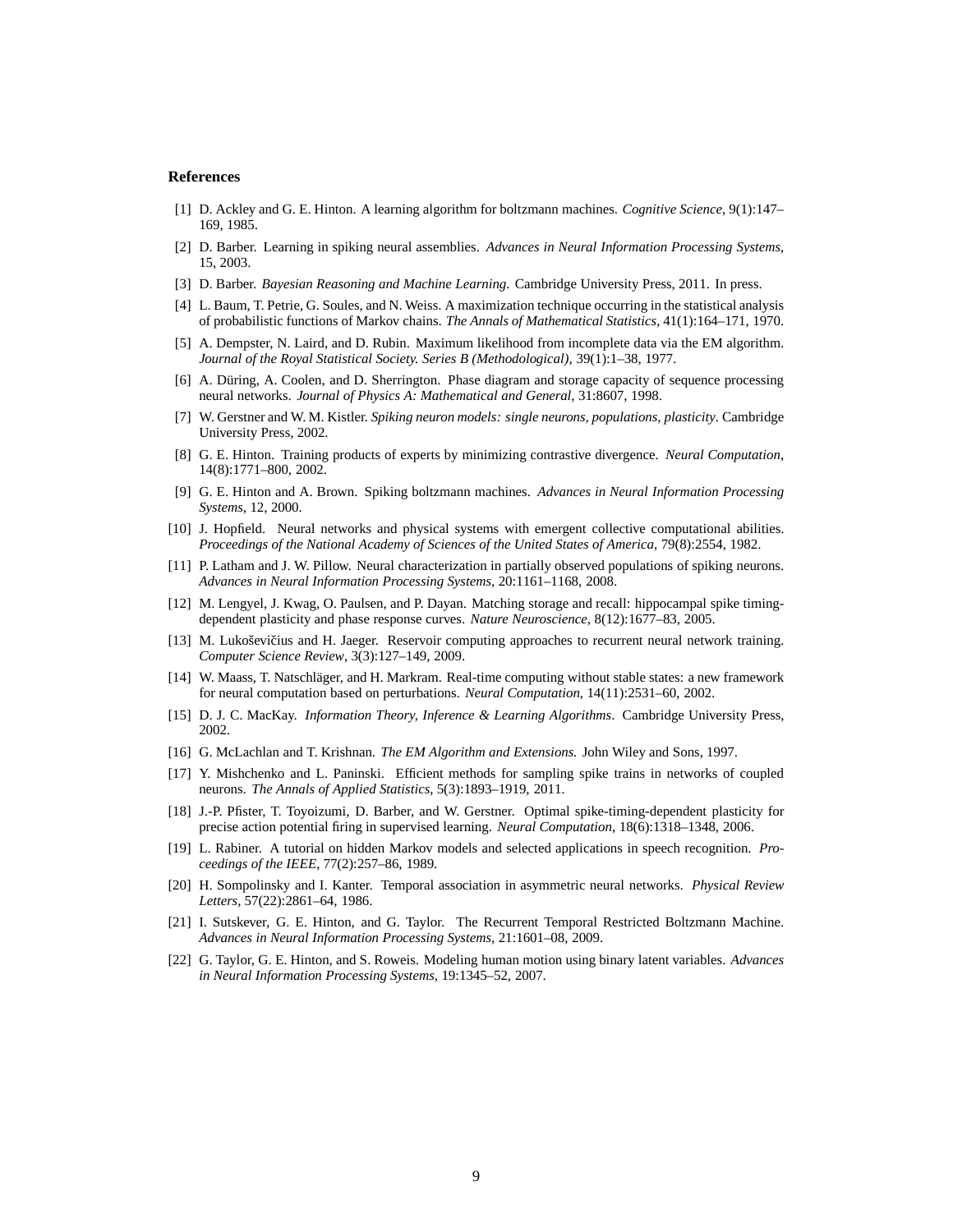### References

[1] D. Ackley and G. E. Hinton. A learning algorithm for boltzmann machines. *Cognitive Science*, 9(1):147–169, 1985.

[2] D. Barber. Learning in spiking neural assemblies. *Advances in Neural Information Processing Systems*, 15, 2003.

[3] D. Barber. *Bayesian Reasoning and Machine Learning*. Cambridge University Press, 2011. In press.

[4] L. Baum, T. Petrie, G. Soules, and N. Weiss. A maximization technique occurring in the statistical analysis of probabilistic functions of Markov chains. *The Annals of Mathematical Statistics*, 41(1):164–171, 1970.

[5] A. Dempster, N. Laird, and D. Rubin. Maximum likelihood from incomplete data via the EM algorithm. *Journal of the Royal Statistical Society. Series B (Methodological)*, 39(1):1–38, 1977.

[6] A. Düring, A. Coolen, and D. Sherrington. Phase diagram and storage capacity of sequence processing neural networks. *Journal of Physics A: Mathematical and General*, 31:8607, 1998.

[7] W. Gerstner and W. M. Kistler. *Spiking neuron models: single neurons, populations, plasticity*. Cambridge University Press, 2002.

[8] G. E. Hinton. Training products of experts by minimizing contrastive divergence. *Neural Computation*, 14(8):1771–800, 2002.

[9] G. E. Hinton and A. Brown. Spiking boltzmann machines. *Advances in Neural Information Processing Systems*, 12, 2000.

[10] J. Hopfield. Neural networks and physical systems with emergent collective computational abilities. *Proceedings of the National Academy of Sciences of the United States of America*, 79(8):2554, 1982.

[11] P. Latham and J. W. Pillow. Neural characterization in partially observed populations of spiking neurons. *Advances in Neural Information Processing Systems*, 20:1161–1168, 2008.

[12] M. Lengyel, J. Kwag, O. Paulsen, and P. Dayan. Matching storage and recall: hippocampal spike timing-dependent plasticity and phase response curves. *Nature Neuroscience*, 8(12):1677–83, 2005.

[13] M. Lukoševičius and H. Jaeger. Reservoir computing approaches to recurrent neural network training. *Computer Science Review*, 3(3):127–149, 2009.

[14] W. Maass, T. Natschläger, and H. Markram. Real-time computing without stable states: a new framework for neural computation based on perturbations. *Neural Computation*, 14(11):2531–60, 2002.

[15] D. J. C. MacKay. *Information Theory, Inference & Learning Algorithms*. Cambridge University Press, 2002.

[16] G. McLachlan and T. Krishnan. *The EM Algorithm and Extensions.* John Wiley and Sons, 1997.

[17] Y. Mishchenko and L. Paninski. Efficient methods for sampling spike trains in networks of coupled neurons. *The Annals of Applied Statistics*, 5(3):1893–1919, 2011.

[18] J.-P. Pfister, T. Toyoizumi, D. Barber, and W. Gerstner. Optimal spike-timing-dependent plasticity for precise action potential firing in supervised learning. *Neural Computation*, 18(6):1318–1348, 2006.

[19] L. Rabiner. A tutorial on hidden Markov models and selected applications in speech recognition. *Proceedings of the IEEE*, 77(2):257–86, 1989.

[20] H. Sompolinsky and I. Kanter. Temporal association in asymmetric neural networks. *Physical Review Letters*, 57(22):2861–64, 1986.

[21] I. Sutskever, G. E. Hinton, and G. Taylor. The Recurrent Temporal Restricted Boltzmann Machine. *Advances in Neural Information Processing Systems*, 21:1601–08, 2009.

[22] G. Taylor, G. E. Hinton, and S. Roweis. Modeling human motion using binary latent variables. *Advances in Neural Information Processing Systems*, 19:1345–52, 2007.